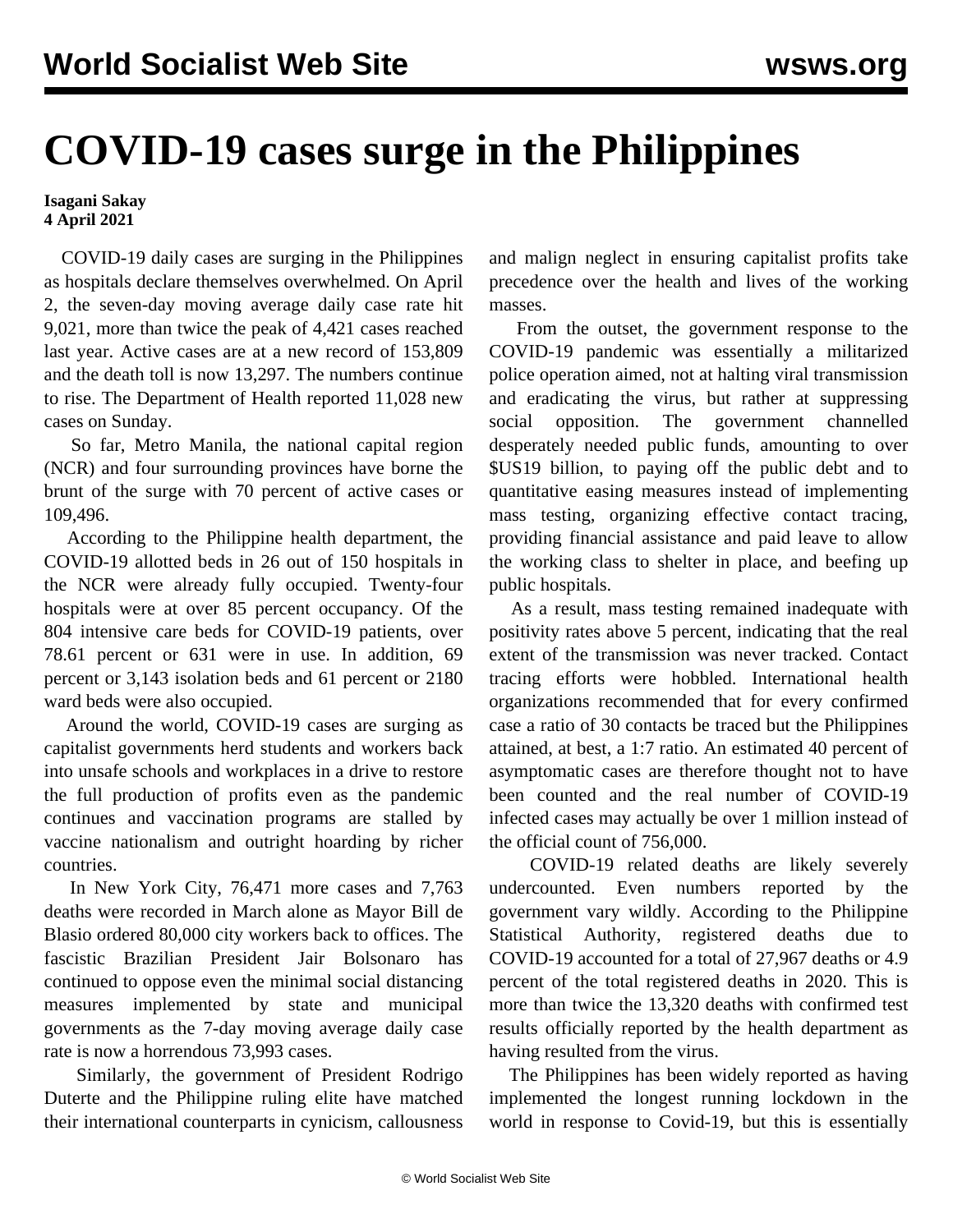# COVID-19 cases surge in the Philippines

**Isagani Sakay**
**4 April 2021**

COVID-19 daily cases are surging in the Philippines as hospitals declare themselves overwhelmed. On April 2, the seven-day moving average daily case rate hit 9,021, more than twice the peak of 4,421 cases reached last year. Active cases are at a new record of 153,809 and the death toll is now 13,297. The numbers continue to rise. The Department of Health reported 11,028 new cases on Sunday.

So far, Metro Manila, the national capital region (NCR) and four surrounding provinces have borne the brunt of the surge with 70 percent of active cases or 109,496.

According to the Philippine health department, the COVID-19 allotted beds in 26 out of 150 hospitals in the NCR were already fully occupied. Twenty-four hospitals were at over 85 percent occupancy. Of the 804 intensive care beds for COVID-19 patients, over 78.61 percent or 631 were in use. In addition, 69 percent or 3,143 isolation beds and 61 percent or 2180 ward beds were also occupied.

Around the world, COVID-19 cases are surging as capitalist governments herd students and workers back into unsafe schools and workplaces in a drive to restore the full production of profits even as the pandemic continues and vaccination programs are stalled by vaccine nationalism and outright hoarding by richer countries.

In New York City, 76,471 more cases and 7,763 deaths were recorded in March alone as Mayor Bill de Blasio ordered 80,000 city workers back to offices. The fascistic Brazilian President Jair Bolsonaro has continued to oppose even the minimal social distancing measures implemented by state and municipal governments as the 7-day moving average daily case rate is now a horrendous 73,993 cases.

Similarly, the government of President Rodrigo Duterte and the Philippine ruling elite have matched their international counterparts in cynicism, callousness and malign neglect in ensuring capitalist profits take precedence over the health and lives of the working masses.

From the outset, the government response to the COVID-19 pandemic was essentially a militarized police operation aimed, not at halting viral transmission and eradicating the virus, but rather at suppressing social opposition. The government channelled desperately needed public funds, amounting to over $US19 billion, to paying off the public debt and to quantitative easing measures instead of implementing mass testing, organizing effective contact tracing, providing financial assistance and paid leave to allow the working class to shelter in place, and beefing up public hospitals.

As a result, mass testing remained inadequate with positivity rates above 5 percent, indicating that the real extent of the transmission was never tracked. Contact tracing efforts were hobbled. International health organizations recommended that for every confirmed case a ratio of 30 contacts be traced but the Philippines attained, at best, a 1:7 ratio. An estimated 40 percent of asymptomatic cases are therefore thought not to have been counted and the real number of COVID-19 infected cases may actually be over 1 million instead of the official count of 756,000.

COVID-19 related deaths are likely severely undercounted. Even numbers reported by the government vary wildly. According to the Philippine Statistical Authority, registered deaths due to COVID-19 accounted for a total of 27,967 deaths or 4.9 percent of the total registered deaths in 2020. This is more than twice the 13,320 deaths with confirmed test results officially reported by the health department as having resulted from the virus.

The Philippines has been widely reported as having implemented the longest running lockdown in the world in response to Covid-19, but this is essentially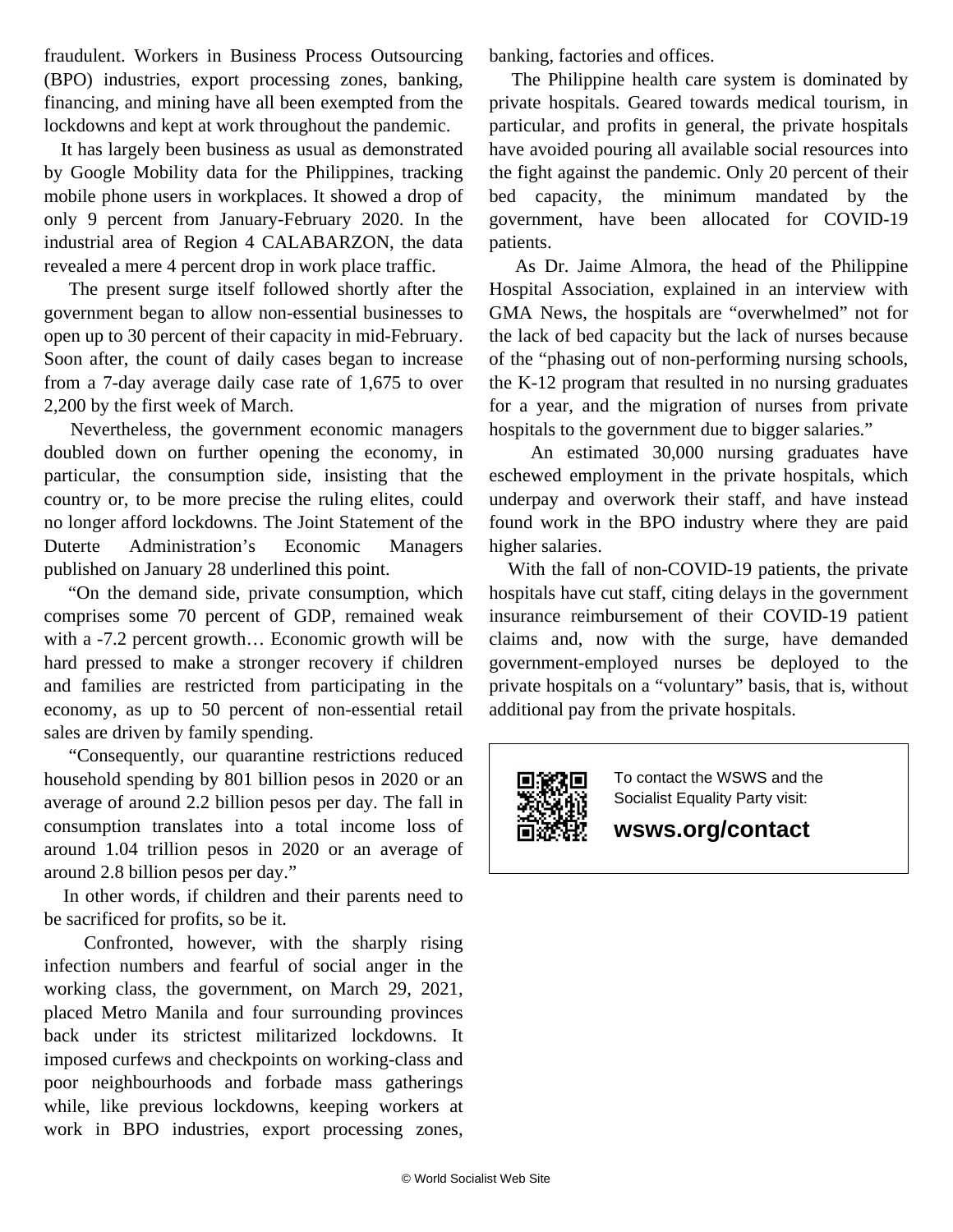fraudulent. Workers in Business Process Outsourcing (BPO) industries, export processing zones, banking, financing, and mining have all been exempted from the lockdowns and kept at work throughout the pandemic.

It has largely been business as usual as demonstrated by Google Mobility data for the Philippines, tracking mobile phone users in workplaces. It showed a drop of only 9 percent from January-February 2020. In the industrial area of Region 4 CALABARZON, the data revealed a mere 4 percent drop in work place traffic.

The present surge itself followed shortly after the government began to allow non-essential businesses to open up to 30 percent of their capacity in mid-February. Soon after, the count of daily cases began to increase from a 7-day average daily case rate of 1,675 to over 2,200 by the first week of March.

Nevertheless, the government economic managers doubled down on further opening the economy, in particular, the consumption side, insisting that the country or, to be more precise the ruling elites, could no longer afford lockdowns. The Joint Statement of the Duterte Administration's Economic Managers published on January 28 underlined this point.

"On the demand side, private consumption, which comprises some 70 percent of GDP, remained weak with a -7.2 percent growth… Economic growth will be hard pressed to make a stronger recovery if children and families are restricted from participating in the economy, as up to 50 percent of non-essential retail sales are driven by family spending.

"Consequently, our quarantine restrictions reduced household spending by 801 billion pesos in 2020 or an average of around 2.2 billion pesos per day. The fall in consumption translates into a total income loss of around 1.04 trillion pesos in 2020 or an average of around 2.8 billion pesos per day."

In other words, if children and their parents need to be sacrificed for profits, so be it.

Confronted, however, with the sharply rising infection numbers and fearful of social anger in the working class, the government, on March 29, 2021, placed Metro Manila and four surrounding provinces back under its strictest militarized lockdowns. It imposed curfews and checkpoints on working-class and poor neighbourhoods and forbade mass gatherings while, like previous lockdowns, keeping workers at work in BPO industries, export processing zones, banking, factories and offices.

The Philippine health care system is dominated by private hospitals. Geared towards medical tourism, in particular, and profits in general, the private hospitals have avoided pouring all available social resources into the fight against the pandemic. Only 20 percent of their bed capacity, the minimum mandated by the government, have been allocated for COVID-19 patients.

As Dr. Jaime Almora, the head of the Philippine Hospital Association, explained in an interview with GMA News, the hospitals are "overwhelmed" not for the lack of bed capacity but the lack of nurses because of the "phasing out of non-performing nursing schools, the K-12 program that resulted in no nursing graduates for a year, and the migration of nurses from private hospitals to the government due to bigger salaries."

An estimated 30,000 nursing graduates have eschewed employment in the private hospitals, which underpay and overwork their staff, and have instead found work in the BPO industry where they are paid higher salaries.

With the fall of non-COVID-19 patients, the private hospitals have cut staff, citing delays in the government insurance reimbursement of their COVID-19 patient claims and, now with the surge, have demanded government-employed nurses be deployed to the private hospitals on a "voluntary" basis, that is, without additional pay from the private hospitals.

To contact the WSWS and the Socialist Equality Party visit:

**wsws.org/contact**